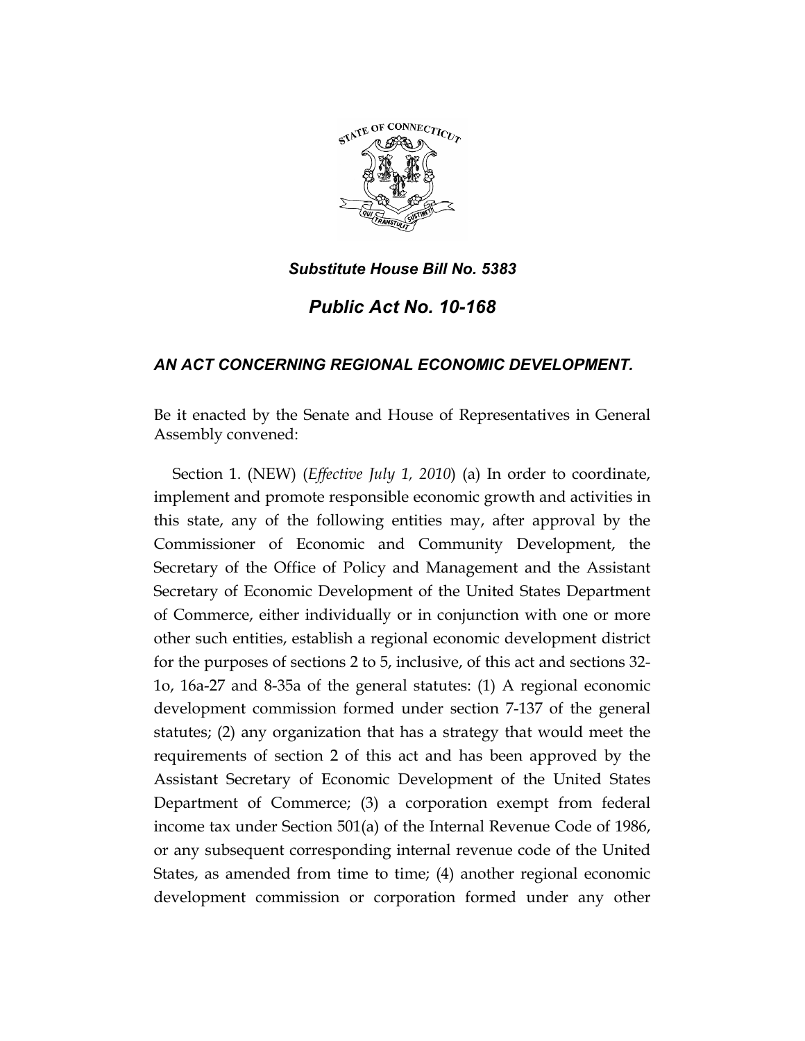***Substitute House Bill No. 5383***

# *Public Act No. 10-168*

## *AN ACT CONCERNING REGIONAL ECONOMIC DEVELOPMENT.*

Be it enacted by the Senate and House of Representatives in General Assembly convened:

Section 1. (NEW) (*Effective July 1, 2010*) (a) In order to coordinate, implement and promote responsible economic growth and activities in this state, any of the following entities may, after approval by the Commissioner of Economic and Community Development, the Secretary of the Office of Policy and Management and the Assistant Secretary of Economic Development of the United States Department of Commerce, either individually or in conjunction with one or more other such entities, establish a regional economic development district for the purposes of sections 2 to 5, inclusive, of this act and sections 32-1o, 16a-27 and 8-35a of the general statutes: (1) A regional economic development commission formed under section 7-137 of the general statutes; (2) any organization that has a strategy that would meet the requirements of section 2 of this act and has been approved by the Assistant Secretary of Economic Development of the United States Department of Commerce; (3) a corporation exempt from federal income tax under Section 501(a) of the Internal Revenue Code of 1986, or any subsequent corresponding internal revenue code of the United States, as amended from time to time; (4) another regional economic development commission or corporation formed under any other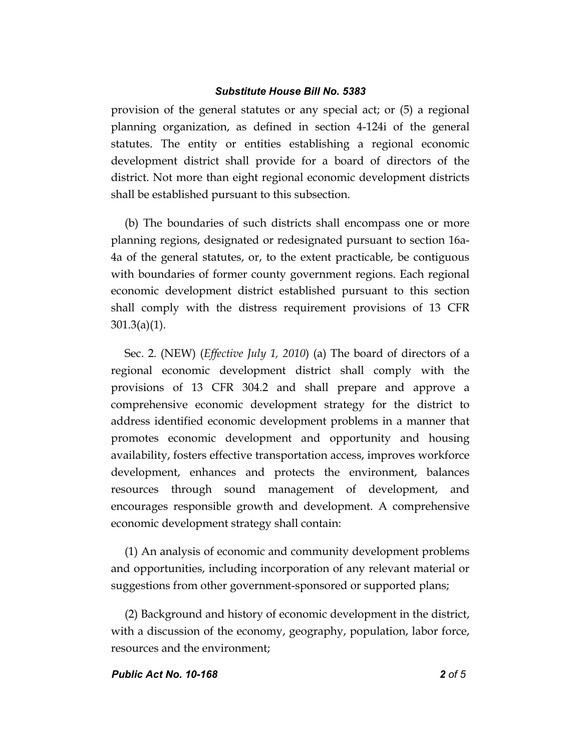provision of the general statutes or any special act; or (5) a regional planning organization, as defined in section 4-124i of the general statutes. The entity or entities establishing a regional economic development district shall provide for a board of directors of the district. Not more than eight regional economic development districts shall be established pursuant to this subsection.

(b) The boundaries of such districts shall encompass one or more planning regions, designated or redesignated pursuant to section 16a-4a of the general statutes, or, to the extent practicable, be contiguous with boundaries of former county government regions. Each regional economic development district established pursuant to this section shall comply with the distress requirement provisions of 13 CFR 301.3(a)(1).

Sec. 2. (NEW) (*Effective July 1, 2010*) (a) The board of directors of a regional economic development district shall comply with the provisions of 13 CFR 304.2 and shall prepare and approve a comprehensive economic development strategy for the district to address identified economic development problems in a manner that promotes economic development and opportunity and housing availability, fosters effective transportation access, improves workforce development, enhances and protects the environment, balances resources through sound management of development, and encourages responsible growth and development. A comprehensive economic development strategy shall contain:

(1) An analysis of economic and community development problems and opportunities, including incorporation of any relevant material or suggestions from other government-sponsored or supported plans;

(2) Background and history of economic development in the district, with a discussion of the economy, geography, population, labor force, resources and the environment;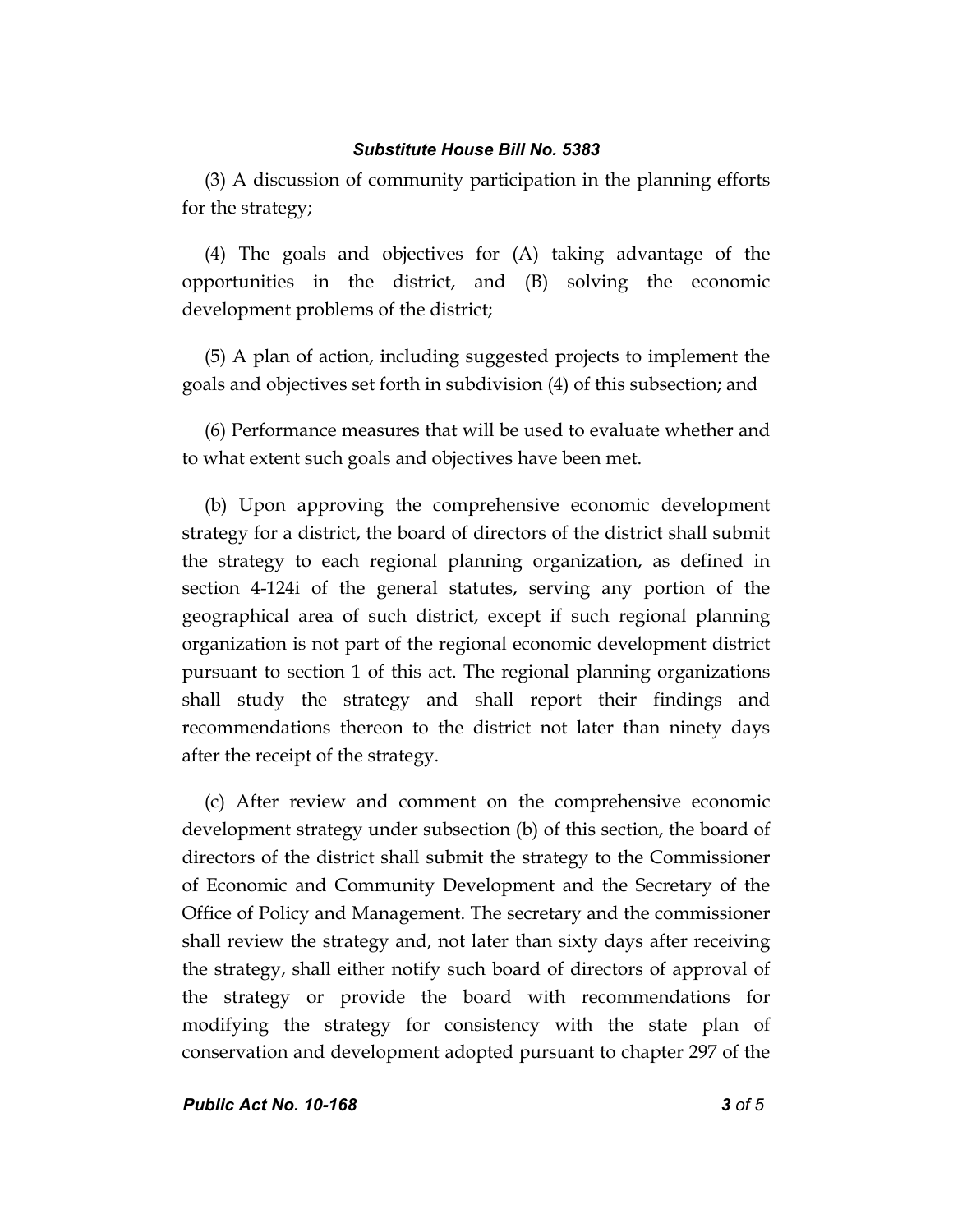(3) A discussion of community participation in the planning efforts for the strategy;

(4) The goals and objectives for (A) taking advantage of the opportunities in the district, and (B) solving the economic development problems of the district;

(5) A plan of action, including suggested projects to implement the goals and objectives set forth in subdivision (4) of this subsection; and

(6) Performance measures that will be used to evaluate whether and to what extent such goals and objectives have been met.

(b) Upon approving the comprehensive economic development strategy for a district, the board of directors of the district shall submit the strategy to each regional planning organization, as defined in section 4-124i of the general statutes, serving any portion of the geographical area of such district, except if such regional planning organization is not part of the regional economic development district pursuant to section 1 of this act. The regional planning organizations shall study the strategy and shall report their findings and recommendations thereon to the district not later than ninety days after the receipt of the strategy.

(c) After review and comment on the comprehensive economic development strategy under subsection (b) of this section, the board of directors of the district shall submit the strategy to the Commissioner of Economic and Community Development and the Secretary of the Office of Policy and Management. The secretary and the commissioner shall review the strategy and, not later than sixty days after receiving the strategy, shall either notify such board of directors of approval of the strategy or provide the board with recommendations for modifying the strategy for consistency with the state plan of conservation and development adopted pursuant to chapter 297 of the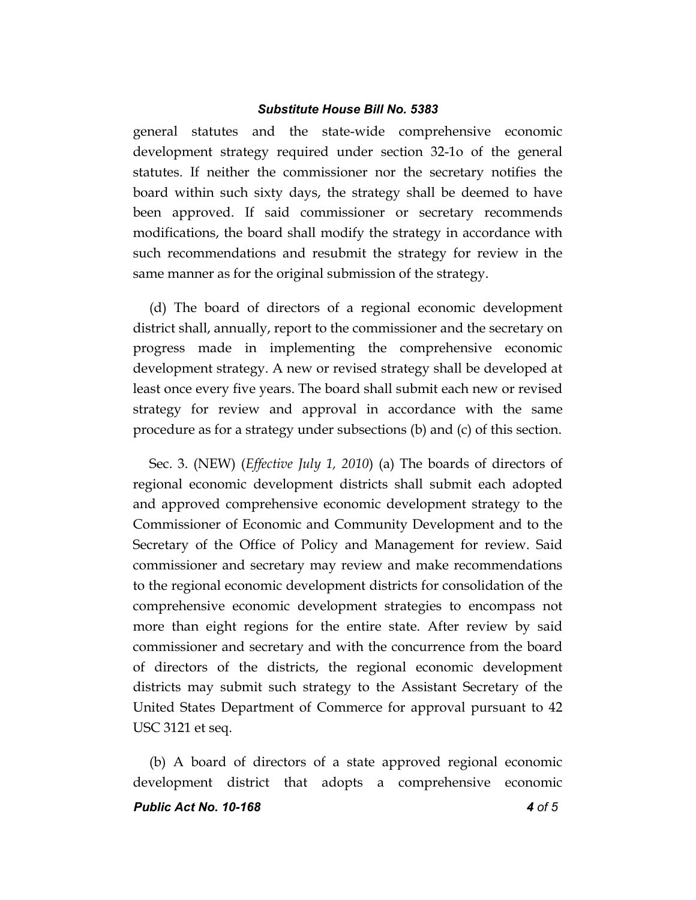general statutes and the state-wide comprehensive economic development strategy required under section 32-1o of the general statutes. If neither the commissioner nor the secretary notifies the board within such sixty days, the strategy shall be deemed to have been approved. If said commissioner or secretary recommends modifications, the board shall modify the strategy in accordance with such recommendations and resubmit the strategy for review in the same manner as for the original submission of the strategy.

(d) The board of directors of a regional economic development district shall, annually, report to the commissioner and the secretary on progress made in implementing the comprehensive economic development strategy. A new or revised strategy shall be developed at least once every five years. The board shall submit each new or revised strategy for review and approval in accordance with the same procedure as for a strategy under subsections (b) and (c) of this section.

Sec. 3. (NEW) (*Effective July 1, 2010*) (a) The boards of directors of regional economic development districts shall submit each adopted and approved comprehensive economic development strategy to the Commissioner of Economic and Community Development and to the Secretary of the Office of Policy and Management for review. Said commissioner and secretary may review and make recommendations to the regional economic development districts for consolidation of the comprehensive economic development strategies to encompass not more than eight regions for the entire state. After review by said commissioner and secretary and with the concurrence from the board of directors of the districts, the regional economic development districts may submit such strategy to the Assistant Secretary of the United States Department of Commerce for approval pursuant to 42 USC 3121 et seq.

(b) A board of directors of a state approved regional economic development district that adopts a comprehensive economic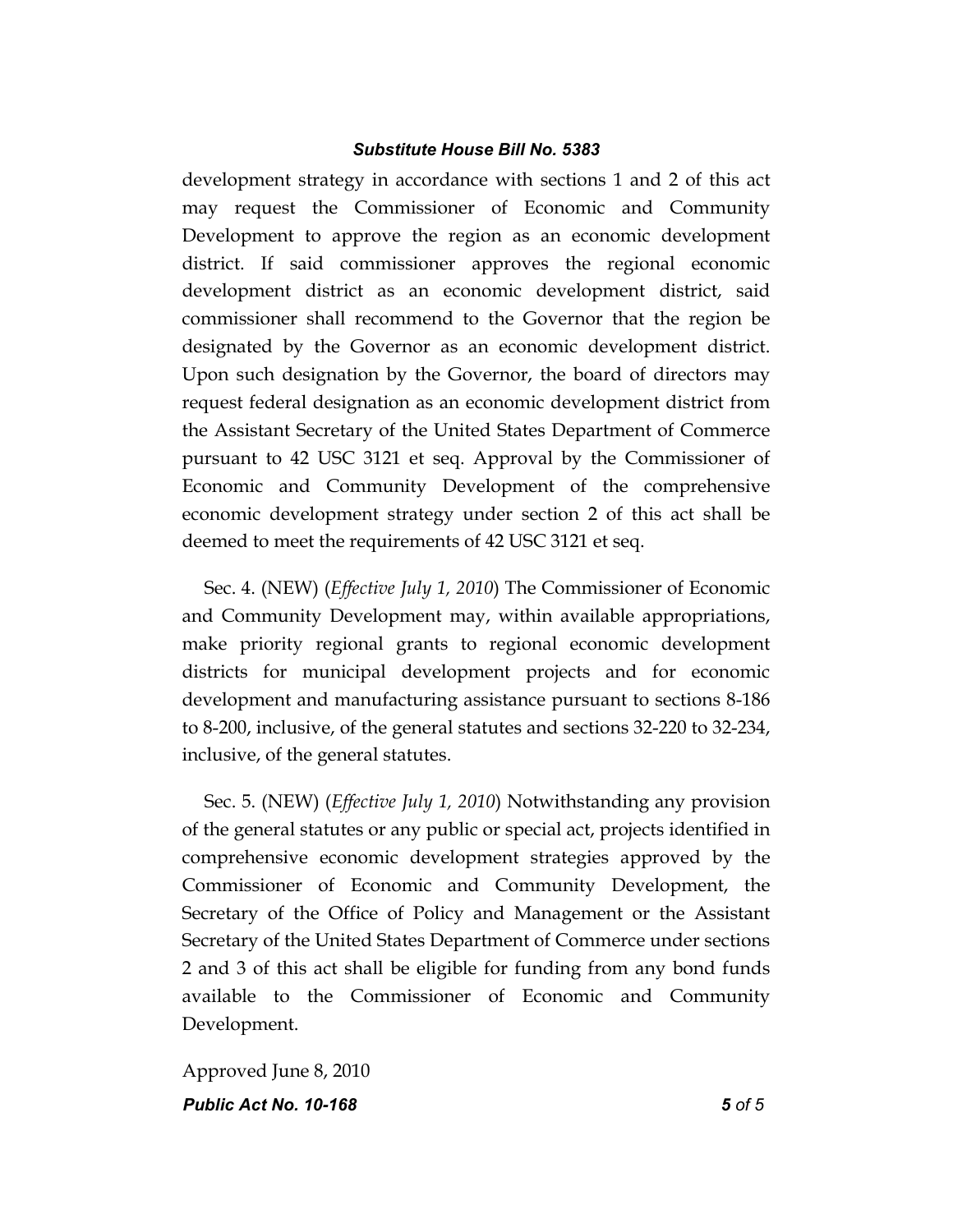development strategy in accordance with sections 1 and 2 of this act may request the Commissioner of Economic and Community Development to approve the region as an economic development district. If said commissioner approves the regional economic development district as an economic development district, said commissioner shall recommend to the Governor that the region be designated by the Governor as an economic development district. Upon such designation by the Governor, the board of directors may request federal designation as an economic development district from the Assistant Secretary of the United States Department of Commerce pursuant to 42 USC 3121 et seq. Approval by the Commissioner of Economic and Community Development of the comprehensive economic development strategy under section 2 of this act shall be deemed to meet the requirements of 42 USC 3121 et seq.

Sec. 4. (NEW) (*Effective July 1, 2010*) The Commissioner of Economic and Community Development may, within available appropriations, make priority regional grants to regional economic development districts for municipal development projects and for economic development and manufacturing assistance pursuant to sections 8-186 to 8-200, inclusive, of the general statutes and sections 32-220 to 32-234, inclusive, of the general statutes.

Sec. 5. (NEW) (*Effective July 1, 2010*) Notwithstanding any provision of the general statutes or any public or special act, projects identified in comprehensive economic development strategies approved by the Commissioner of Economic and Community Development, the Secretary of the Office of Policy and Management or the Assistant Secretary of the United States Department of Commerce under sections 2 and 3 of this act shall be eligible for funding from any bond funds available to the Commissioner of Economic and Community Development.

Approved June 8, 2010